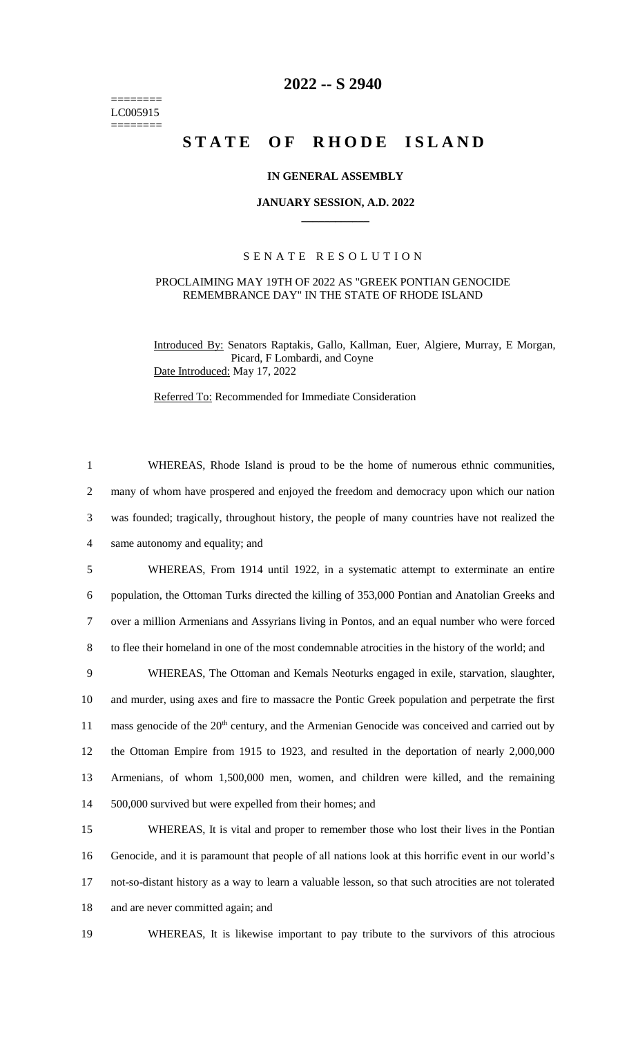========
LC005915
========

# 2022 -- S 2940

# STATE OF RHODE ISLAND

## IN GENERAL ASSEMBLY

### JANUARY SESSION, A.D. 2022

---

SENATE RESOLUTION

PROCLAIMING MAY 19TH OF 2022 AS "GREEK PONTIAN GENOCIDE REMEMBRANCE DAY" IN THE STATE OF RHODE ISLAND

Introduced By: Senators Raptakis, Gallo, Kallman, Euer, Algiere, Murray, E Morgan, Picard, F Lombardi, and Coyne

Date Introduced: May 17, 2022

Referred To: Recommended for Immediate Consideration

1 WHEREAS, Rhode Island is proud to be the home of numerous ethnic communities,
2 many of whom have prospered and enjoyed the freedom and democracy upon which our nation
3 was founded; tragically, throughout history, the people of many countries have not realized the
4 same autonomy and equality; and

5 WHEREAS, From 1914 until 1922, in a systematic attempt to exterminate an entire
6 population, the Ottoman Turks directed the killing of 353,000 Pontian and Anatolian Greeks and
7 over a million Armenians and Assyrians living in Pontos, and an equal number who were forced
8 to flee their homeland in one of the most condemnable atrocities in the history of the world; and

9 WHEREAS, The Ottoman and Kemals Neoturks engaged in exile, starvation, slaughter,
10 and murder, using axes and fire to massacre the Pontic Greek population and perpetrate the first
11 mass genocide of the 20th century, and the Armenian Genocide was conceived and carried out by
12 the Ottoman Empire from 1915 to 1923, and resulted in the deportation of nearly 2,000,000
13 Armenians, of whom 1,500,000 men, women, and children were killed, and the remaining
14 500,000 survived but were expelled from their homes; and

15 WHEREAS, It is vital and proper to remember those who lost their lives in the Pontian
16 Genocide, and it is paramount that people of all nations look at this horrific event in our world's
17 not-so-distant history as a way to learn a valuable lesson, so that such atrocities are not tolerated
18 and are never committed again; and

19 WHEREAS, It is likewise important to pay tribute to the survivors of this atrocious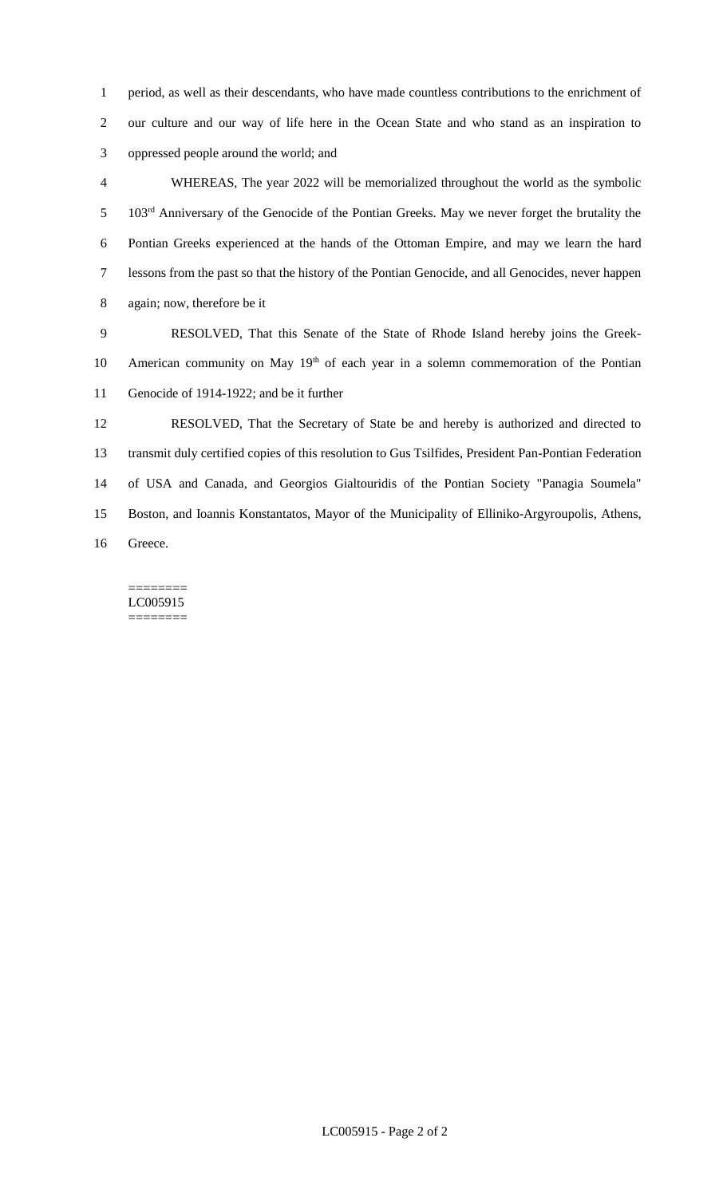period, as well as their descendants, who have made countless contributions to the enrichment of our culture and our way of life here in the Ocean State and who stand as an inspiration to oppressed people around the world; and

WHEREAS, The year 2022 will be memorialized throughout the world as the symbolic 103rd Anniversary of the Genocide of the Pontian Greeks. May we never forget the brutality the Pontian Greeks experienced at the hands of the Ottoman Empire, and may we learn the hard lessons from the past so that the history of the Pontian Genocide, and all Genocides, never happen again; now, therefore be it

RESOLVED, That this Senate of the State of Rhode Island hereby joins the Greek-American community on May 19th of each year in a solemn commemoration of the Pontian Genocide of 1914-1922; and be it further

RESOLVED, That the Secretary of State be and hereby is authorized and directed to transmit duly certified copies of this resolution to Gus Tsilfides, President Pan-Pontian Federation of USA and Canada, and Georgios Gialtouridis of the Pontian Society "Panagia Soumela" Boston, and Ioannis Konstantatos, Mayor of the Municipality of Elliniko-Argyroupolis, Athens, Greece.

========
LC005915
========